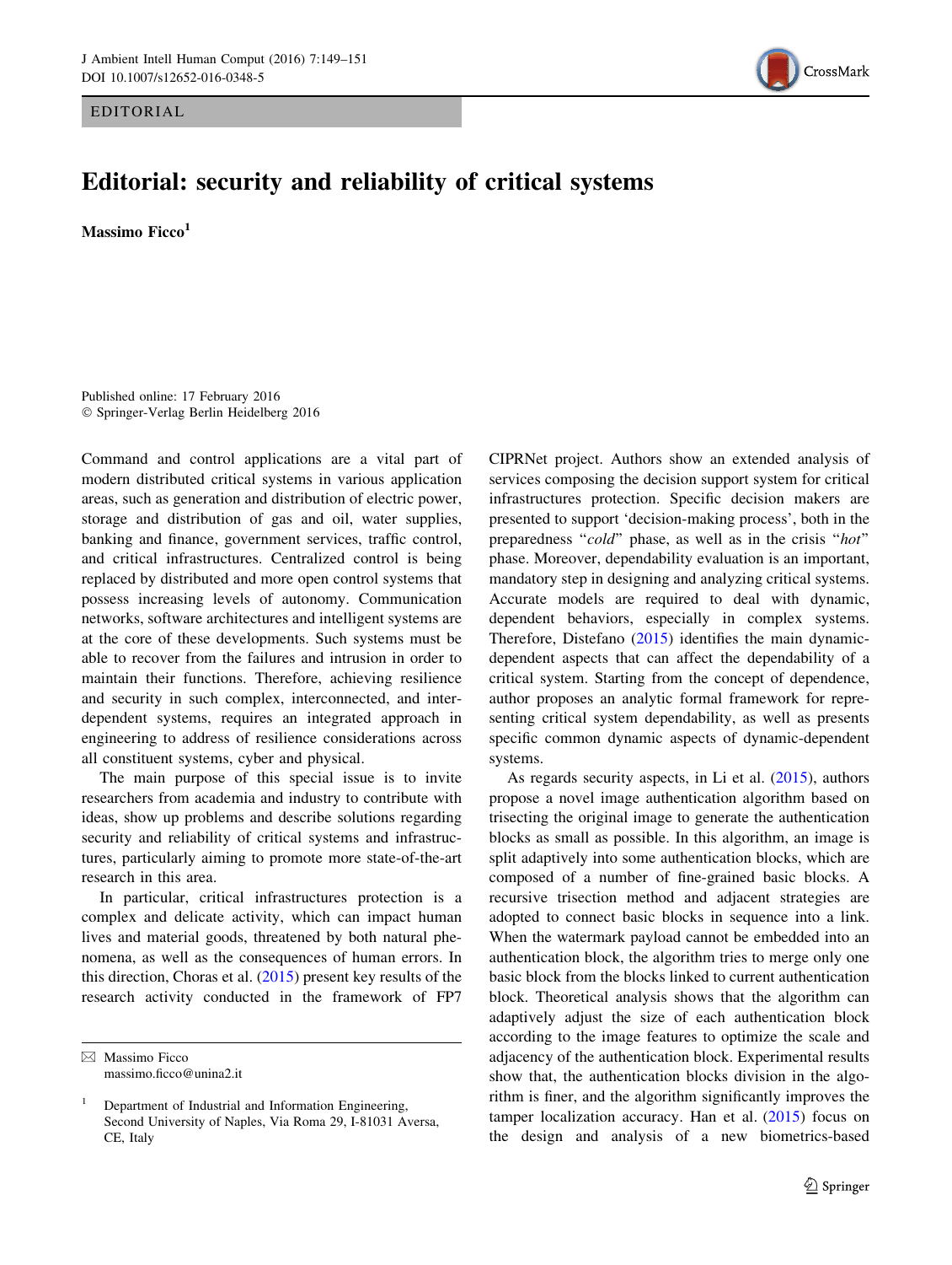EDITORIAL

# Editorial: security and reliability of critical systems

**Massimo Ficco**[1]

Published online: 17 February 2016
© Springer-Verlag Berlin Heidelberg 2016

Command and control applications are a vital part of modern distributed critical systems in various application areas, such as generation and distribution of electric power, storage and distribution of gas and oil, water supplies, banking and finance, government services, traffic control, and critical infrastructures. Centralized control is being replaced by distributed and more open control systems that possess increasing levels of autonomy. Communication networks, software architectures and intelligent systems are at the core of these developments. Such systems must be able to recover from the failures and intrusion in order to maintain their functions. Therefore, achieving resilience and security in such complex, interconnected, and interdependent systems, requires an integrated approach in engineering to address of resilience considerations across all constituent systems, cyber and physical.

The main purpose of this special issue is to invite researchers from academia and industry to contribute with ideas, show up problems and describe solutions regarding security and reliability of critical systems and infrastructures, particularly aiming to promote more state-of-the-art research in this area.

In particular, critical infrastructures protection is a complex and delicate activity, which can impact human lives and material goods, threatened by both natural phenomena, as well as the consequences of human errors. In this direction, Choras et al. (2015) present key results of the research activity conducted in the framework of FP7 CIPRNet project. Authors show an extended analysis of services composing the decision support system for critical infrastructures protection. Specific decision makers are presented to support 'decision-making process', both in the preparedness "*cold*" phase, as well as in the crisis "*hot*" phase. Moreover, dependability evaluation is an important, mandatory step in designing and analyzing critical systems. Accurate models are required to deal with dynamic, dependent behaviors, especially in complex systems. Therefore, Distefano (2015) identifies the main dynamic-dependent aspects that can affect the dependability of a critical system. Starting from the concept of dependence, author proposes an analytic formal framework for representing critical system dependability, as well as presents specific common dynamic aspects of dynamic-dependent systems.

As regards security aspects, in Li et al. (2015), authors propose a novel image authentication algorithm based on trisecting the original image to generate the authentication blocks as small as possible. In this algorithm, an image is split adaptively into some authentication blocks, which are composed of a number of fine-grained basic blocks. A recursive trisection method and adjacent strategies are adopted to connect basic blocks in sequence into a link. When the watermark payload cannot be embedded into an authentication block, the algorithm tries to merge only one basic block from the blocks linked to current authentication block. Theoretical analysis shows that the algorithm can adaptively adjust the size of each authentication block according to the image features to optimize the scale and adjacency of the authentication block. Experimental results show that, the authentication blocks division in the algorithm is finer, and the algorithm significantly improves the tamper localization accuracy. Han et al. (2015) focus on the design and analysis of a new biometrics-based

✉ Massimo Ficco
massimo.ficco@unina2.it

[1] Department of Industrial and Information Engineering, Second University of Naples, Via Roma 29, I-81031 Aversa, CE, Italy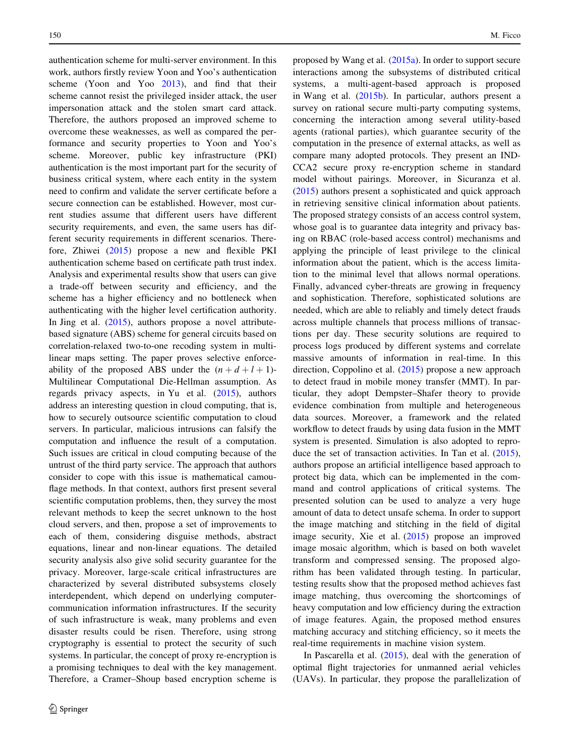authentication scheme for multi-server environment. In this work, authors firstly review Yoon and Yoo's authentication scheme (Yoon and Yoo 2013), and find that their scheme cannot resist the privileged insider attack, the user impersonation attack and the stolen smart card attack. Therefore, the authors proposed an improved scheme to overcome these weaknesses, as well as compared the performance and security properties to Yoon and Yoo's scheme. Moreover, public key infrastructure (PKI) authentication is the most important part for the security of business critical system, where each entity in the system need to confirm and validate the server certificate before a secure connection can be established. However, most current studies assume that different users have different security requirements, and even, the same users has different security requirements in different scenarios. Therefore, Zhiwei (2015) propose a new and flexible PKI authentication scheme based on certificate path trust index. Analysis and experimental results show that users can give a trade-off between security and efficiency, and the scheme has a higher efficiency and no bottleneck when authenticating with the higher level certification authority. In Jing et al. (2015), authors propose a novel attribute-based signature (ABS) scheme for general circuits based on correlation-relaxed two-to-one recoding system in multilinear maps setting. The paper proves selective enforceability of the proposed ABS under the $(n + d + l + 1)$-Multilinear Computational Die-Hellman assumption. As regards privacy aspects, in Yu et al. (2015), authors address an interesting question in cloud computing, that is, how to securely outsource scientific computation to cloud servers. In particular, malicious intrusions can falsify the computation and influence the result of a computation. Such issues are critical in cloud computing because of the untrust of the third party service. The approach that authors consider to cope with this issue is mathematical camouflage methods. In that context, authors first present several scientific computation problems, then, they survey the most relevant methods to keep the secret unknown to the host cloud servers, and then, propose a set of improvements to each of them, considering disguise methods, abstract equations, linear and non-linear equations. The detailed security analysis also give solid security guarantee for the privacy. Moreover, large-scale critical infrastructures are characterized by several distributed subsystems closely interdependent, which depend on underlying computer-communication information infrastructures. If the security of such infrastructure is weak, many problems and even disaster results could be risen. Therefore, using strong cryptography is essential to protect the security of such systems. In particular, the concept of proxy re-encryption is a promising techniques to deal with the key management. Therefore, a Cramer–Shoup based encryption scheme is proposed by Wang et al. (2015a). In order to support secure interactions among the subsystems of distributed critical systems, a multi-agent-based approach is proposed in Wang et al. (2015b). In particular, authors present a survey on rational secure multi-party computing systems, concerning the interaction among several utility-based agents (rational parties), which guarantee security of the computation in the presence of external attacks, as well as compare many adopted protocols. They present an IND-CCA2 secure proxy re-encryption scheme in standard model without pairings. Moreover, in Sicuranza et al. (2015) authors present a sophisticated and quick approach in retrieving sensitive clinical information about patients. The proposed strategy consists of an access control system, whose goal is to guarantee data integrity and privacy basing on RBAC (role-based access control) mechanisms and applying the principle of least privilege to the clinical information about the patient, which is the access limitation to the minimal level that allows normal operations. Finally, advanced cyber-threats are growing in frequency and sophistication. Therefore, sophisticated solutions are needed, which are able to reliably and timely detect frauds across multiple channels that process millions of transactions per day. These security solutions are required to process logs produced by different systems and correlate massive amounts of information in real-time. In this direction, Coppolino et al. (2015) propose a new approach to detect fraud in mobile money transfer (MMT). In particular, they adopt Dempster–Shafer theory to provide evidence combination from multiple and heterogeneous data sources. Moreover, a framework and the related workflow to detect frauds by using data fusion in the MMT system is presented. Simulation is also adopted to reproduce the set of transaction activities. In Tan et al. (2015), authors propose an artificial intelligence based approach to protect big data, which can be implemented in the command and control applications of critical systems. The presented solution can be used to analyze a very huge amount of data to detect unsafe schema. In order to support the image matching and stitching in the field of digital image security, Xie et al. (2015) propose an improved image mosaic algorithm, which is based on both wavelet transform and compressed sensing. The proposed algorithm has been validated through testing. In particular, testing results show that the proposed method achieves fast image matching, thus overcoming the shortcomings of heavy computation and low efficiency during the extraction of image features. Again, the proposed method ensures matching accuracy and stitching efficiency, so it meets the real-time requirements in machine vision system.

In Pascarella et al. (2015), deal with the generation of optimal flight trajectories for unmanned aerial vehicles (UAVs). In particular, they propose the parallelization of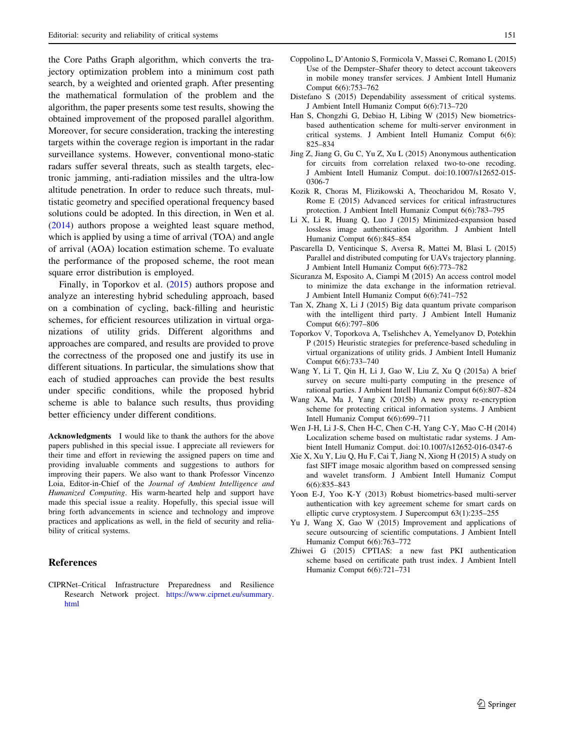the Core Paths Graph algorithm, which converts the trajectory optimization problem into a minimum cost path search, by a weighted and oriented graph. After presenting the mathematical formulation of the problem and the algorithm, the paper presents some test results, showing the obtained improvement of the proposed parallel algorithm. Moreover, for secure consideration, tracking the interesting targets within the coverage region is important in the radar surveillance systems. However, conventional mono-static radars suffer several threats, such as stealth targets, electronic jamming, anti-radiation missiles and the ultra-low altitude penetration. In order to reduce such threats, multistatic geometry and specified operational frequency based solutions could be adopted. In this direction, in Wen et al. (2014) authors propose a weighted least square method, which is applied by using a time of arrival (TOA) and angle of arrival (AOA) location estimation scheme. To evaluate the performance of the proposed scheme, the root mean square error distribution is employed.

Finally, in Toporkov et al. (2015) authors propose and analyze an interesting hybrid scheduling approach, based on a combination of cycling, back-filling and heuristic schemes, for efficient resources utilization in virtual organizations of utility grids. Different algorithms and approaches are compared, and results are provided to prove the correctness of the proposed one and justify its use in different situations. In particular, the simulations show that each of studied approaches can provide the best results under specific conditions, while the proposed hybrid scheme is able to balance such results, thus providing better efficiency under different conditions.

**Acknowledgments** I would like to thank the authors for the above papers published in this special issue. I appreciate all reviewers for their time and effort in reviewing the assigned papers on time and providing invaluable comments and suggestions to authors for improving their papers. We also want to thank Professor Vincenzo Loia, Editor-in-Chief of the *Journal of Ambient Intelligence and Humanized Computing*. His warm-hearted help and support have made this special issue a reality. Hopefully, this special issue will bring forth advancements in science and technology and improve practices and applications as well, in the field of security and reliability of critical systems.

## References

CIPRNet–Critical Infrastructure Preparedness and Resilience Research Network project. https://www.ciprnet.eu/summary.html

Coppolino L, D'Antonio S, Formicola V, Massei C, Romano L (2015) Use of the Dempster–Shafer theory to detect account takeovers in mobile money transfer services. J Ambient Intell Humaniz Comput 6(6):753–762

Distefano S (2015) Dependability assessment of critical systems. J Ambient Intell Humaniz Comput 6(6):713–720

Han S, Chongzhi G, Debiao H, Libing W (2015) New biometrics-based authentication scheme for multi-server environment in critical systems. J Ambient Intell Humaniz Comput 6(6): 825–834

Jing Z, Jiang G, Gu C, Yu Z, Xu L (2015) Anonymous authentication for circuits from correlation relaxed two-to-one recoding. J Ambient Intell Humaniz Comput. doi:10.1007/s12652-015-0306-7

Kozik R, Choras M, Flizikowski A, Theocharidou M, Rosato V, Rome E (2015) Advanced services for critical infrastructures protection. J Ambient Intell Humaniz Comput 6(6):783–795

Li X, Li R, Huang Q, Luo J (2015) Minimized-expansion based lossless image authentication algorithm. J Ambient Intell Humaniz Comput 6(6):845–854

Pascarella D, Venticinque S, Aversa R, Mattei M, Blasi L (2015) Parallel and distributed computing for UAVs trajectory planning. J Ambient Intell Humaniz Comput 6(6):773–782

Sicuranza M, Esposito A, Ciampi M (2015) An access control model to minimize the data exchange in the information retrieval. J Ambient Intell Humaniz Comput 6(6):741–752

Tan X, Zhang X, Li J (2015) Big data quantum private comparison with the intelligent third party. J Ambient Intell Humaniz Comput 6(6):797–806

Toporkov V, Toporkova A, Tselishchev A, Yemelyanov D, Potekhin P (2015) Heuristic strategies for preference-based scheduling in virtual organizations of utility grids. J Ambient Intell Humaniz Comput 6(6):733–740

Wang Y, Li T, Qin H, Li J, Gao W, Liu Z, Xu Q (2015a) A brief survey on secure multi-party computing in the presence of rational parties. J Ambient Intell Humaniz Comput 6(6):807–824

Wang XA, Ma J, Yang X (2015b) A new proxy re-encryption scheme for protecting critical information systems. J Ambient Intell Humaniz Comput 6(6):699–711

Wen J-H, Li J-S, Chen H-C, Chen C-H, Yang C-Y, Mao C-H (2014) Localization scheme based on multistatic radar systems. J Ambient Intell Humaniz Comput. doi:10.1007/s12652-016-0347-6

Xie X, Xu Y, Liu Q, Hu F, Cai T, Jiang N, Xiong H (2015) A study on fast SIFT image mosaic algorithm based on compressed sensing and wavelet transform. J Ambient Intell Humaniz Comput 6(6):835–843

Yoon E-J, Yoo K-Y (2013) Robust biometrics-based multi-server authentication with key agreement scheme for smart cards on elliptic curve cryptosystem. J Supercomput 63(1):235–255

Yu J, Wang X, Gao W (2015) Improvement and applications of secure outsourcing of scientific computations. J Ambient Intell Humaniz Comput 6(6):763–772

Zhiwei G (2015) CPTIAS: a new fast PKI authentication scheme based on certificate path trust index. J Ambient Intell Humaniz Comput 6(6):721–731